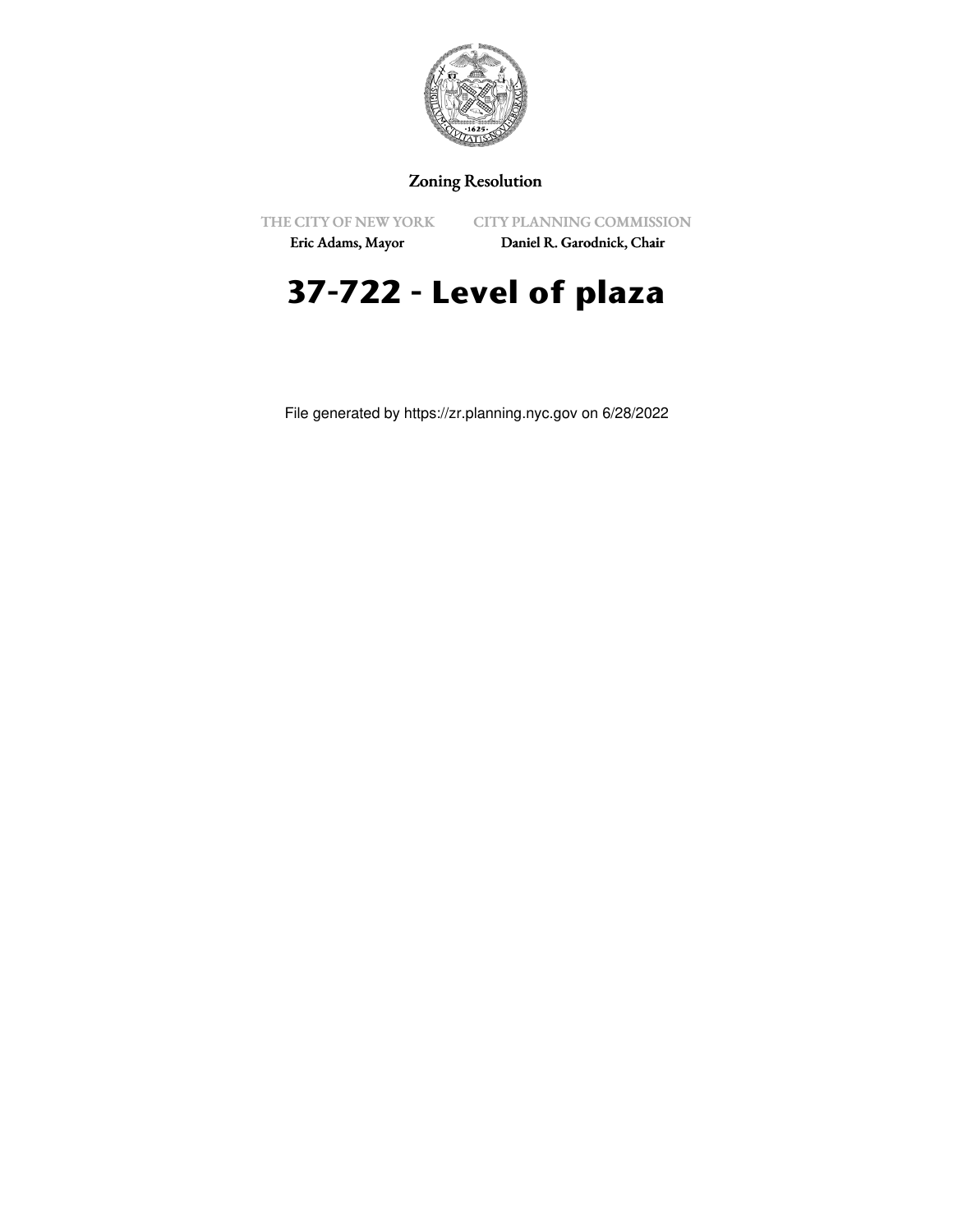Zoning Resolution

THE CITY OF NEW YORK
Eric Adams, Mayor

CITY PLANNING COMMISSION
Daniel R. Garodnick, Chair

# 37-722 - Level of plaza

File generated by https://zr.planning.nyc.gov on 6/28/2022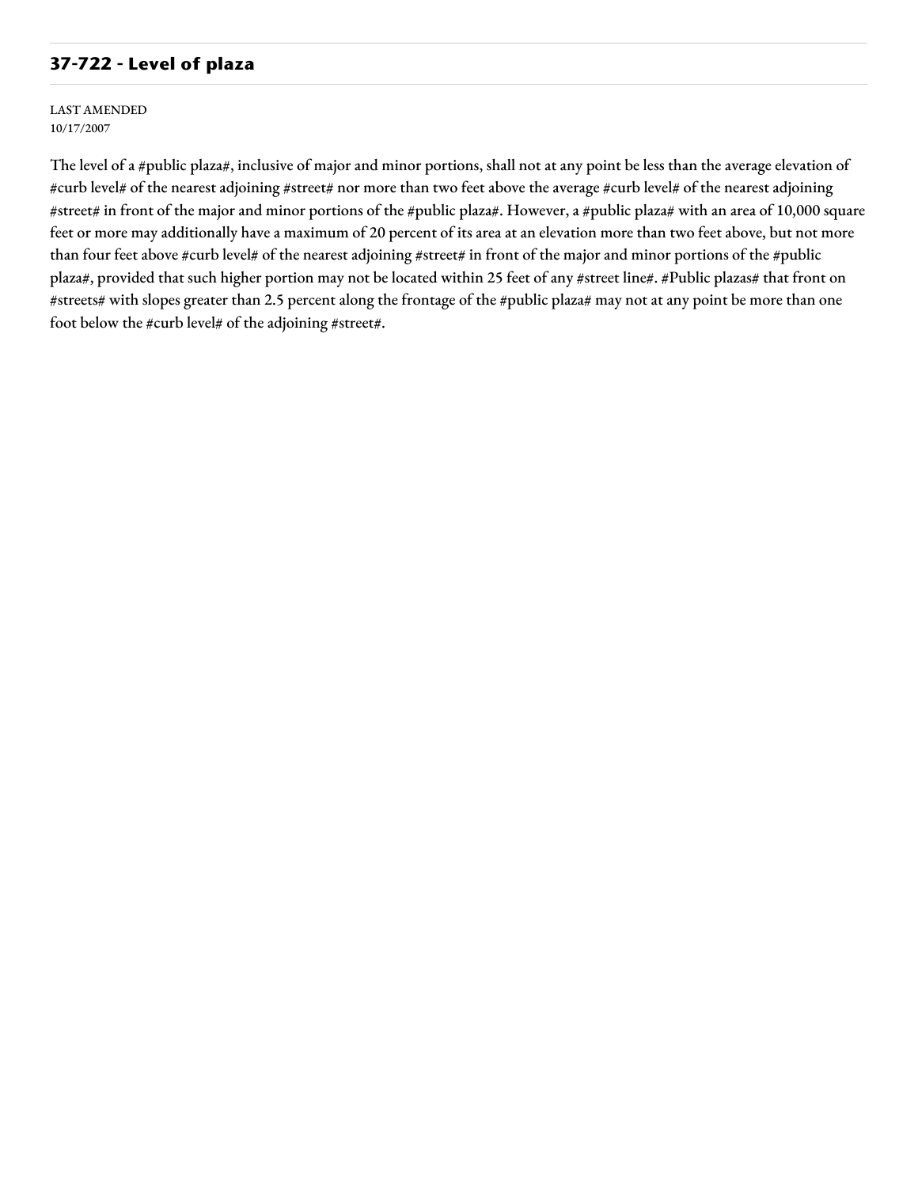## 37-722 - Level of plaza

LAST AMENDED
10/17/2007

The level of a #public plaza#, inclusive of major and minor portions, shall not at any point be less than the average elevation of #curb level# of the nearest adjoining #street# nor more than two feet above the average #curb level# of the nearest adjoining #street# in front of the major and minor portions of the #public plaza#. However, a #public plaza# with an area of 10,000 square feet or more may additionally have a maximum of 20 percent of its area at an elevation more than two feet above, but not more than four feet above #curb level# of the nearest adjoining #street# in front of the major and minor portions of the #public plaza#, provided that such higher portion may not be located within 25 feet of any #street line#. #Public plazas# that front on #streets# with slopes greater than 2.5 percent along the frontage of the #public plaza# may not at any point be more than one foot below the #curb level# of the adjoining #street#.